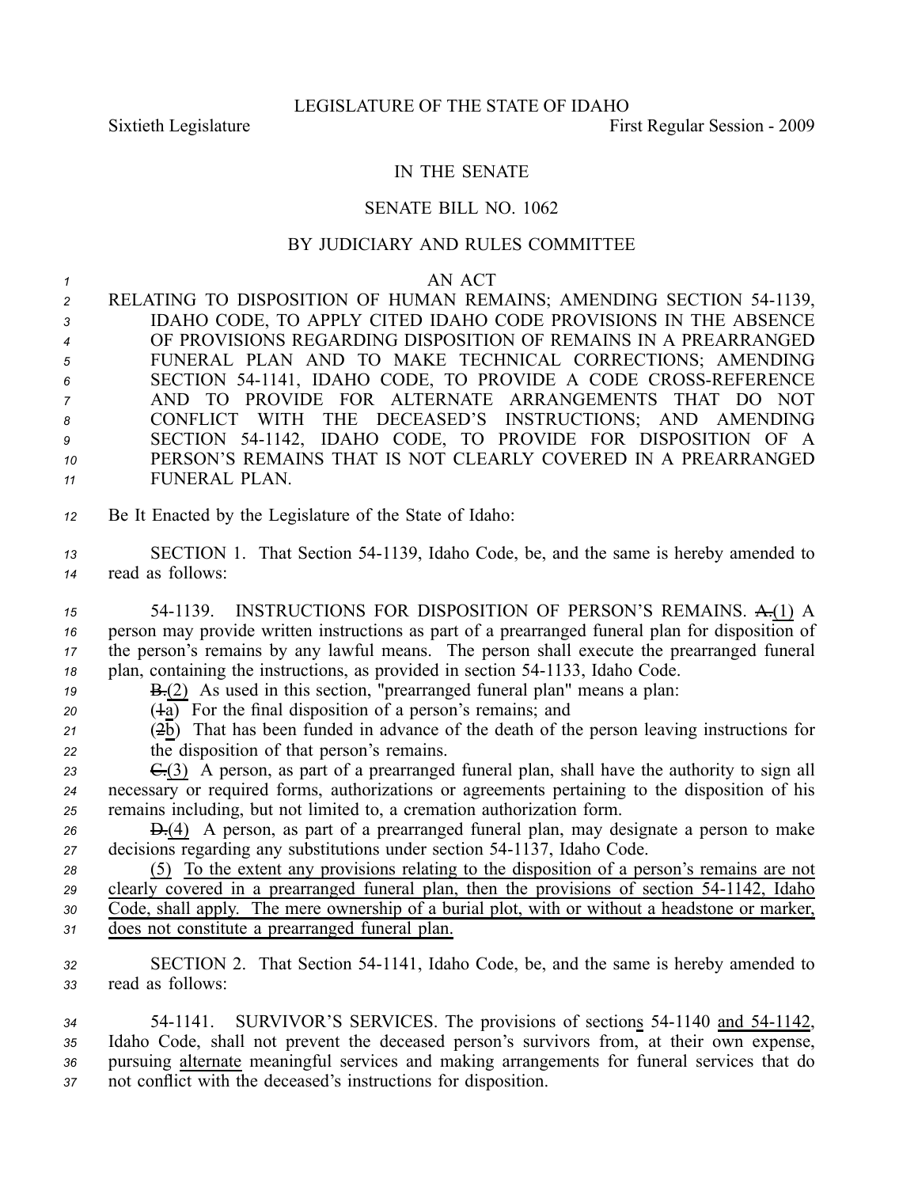LEGISLATURE OF THE STATE OF IDAHO

Sixtieth Legislature First Regular Session - 2009

IN THE SENATE

SENATE BILL NO. 1062

BY JUDICIARY AND RULES COMMITTEE

AN ACT

RELATING TO DISPOSITION OF HUMAN REMAINS; AMENDING SECTION 54-1139, IDAHO CODE, TO APPLY CITED IDAHO CODE PROVISIONS IN THE ABSENCE OF PROVISIONS REGARDING DISPOSITION OF REMAINS IN A PREARRANGED FUNERAL PLAN AND TO MAKE TECHNICAL CORRECTIONS; AMENDING SECTION 54-1141, IDAHO CODE, TO PROVIDE A CODE CROSS-REFERENCE AND TO PROVIDE FOR ALTERNATE ARRANGEMENTS THAT DO NOT CONFLICT WITH THE DECEASED'S INSTRUCTIONS; AND AMENDING SECTION 54-1142, IDAHO CODE, TO PROVIDE FOR DISPOSITION OF A PERSON'S REMAINS THAT IS NOT CLEARLY COVERED IN A PREARRANGED FUNERAL PLAN.

Be It Enacted by the Legislature of the State of Idaho:

SECTION 1. That Section 54-1139, Idaho Code, be, and the same is hereby amended to read as follows:

54-1139. INSTRUCTIONS FOR DISPOSITION OF PERSON'S REMAINS. ~~A.~~(1) A person may provide written instructions as part of a prearranged funeral plan for disposition of the person's remains by any lawful means. The person shall execute the prearranged funeral plan, containing the instructions, as provided in section 54-1133, Idaho Code.

~~B.~~(2) As used in this section, "prearranged funeral plan" means a plan:

(~~1~~a) For the final disposition of a person's remains; and

(~~2~~b) That has been funded in advance of the death of the person leaving instructions for the disposition of that person's remains.

~~C.~~(3) A person, as part of a prearranged funeral plan, shall have the authority to sign all necessary or required forms, authorizations or agreements pertaining to the disposition of his remains including, but not limited to, a cremation authorization form.

~~D.~~(4) A person, as part of a prearranged funeral plan, may designate a person to make decisions regarding any substitutions under section 54-1137, Idaho Code.

<u>(5) To the extent any provisions relating to the disposition of a person's remains are not clearly covered in a prearranged funeral plan, then the provisions of section 54-1142, Idaho Code, shall apply. The mere ownership of a burial plot, with or without a headstone or marker, does not constitute a prearranged funeral plan.</u>

SECTION 2. That Section 54-1141, Idaho Code, be, and the same is hereby amended to read as follows:

54-1141. SURVIVOR'S SERVICES. The provisions of section<u>s</u> 54-1140 <u>and 54-1142</u>, Idaho Code, shall not prevent the deceased person's survivors from, at their own expense, pursuing <u>alternate</u> meaningful services and making arrangements for funeral services that do not conflict with the deceased's instructions for disposition.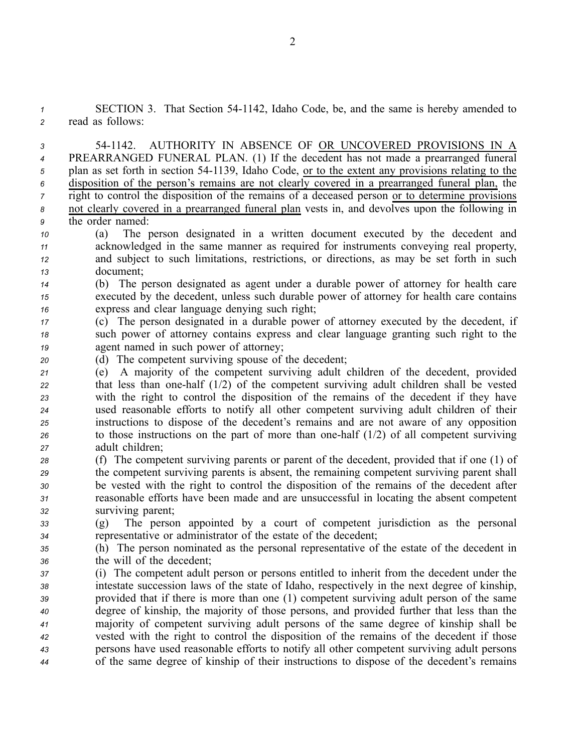SECTION 3. That Section 54-1142, Idaho Code, be, and the same is hereby amended to read as follows:

54-1142. AUTHORITY IN ABSENCE OF OR UNCOVERED PROVISIONS IN A PREARRANGED FUNERAL PLAN. (1) If the decedent has not made a prearranged funeral plan as set forth in section 54-1139, Idaho Code, or to the extent any provisions relating to the disposition of the person's remains are not clearly covered in a prearranged funeral plan, the right to control the disposition of the remains of a deceased person or to determine provisions not clearly covered in a prearranged funeral plan vests in, and devolves upon the following in the order named:

(a) The person designated in a written document executed by the decedent and acknowledged in the same manner as required for instruments conveying real property, and subject to such limitations, restrictions, or directions, as may be set forth in such document;

(b) The person designated as agent under a durable power of attorney for health care executed by the decedent, unless such durable power of attorney for health care contains express and clear language denying such right;

(c) The person designated in a durable power of attorney executed by the decedent, if such power of attorney contains express and clear language granting such right to the agent named in such power of attorney;

(d) The competent surviving spouse of the decedent;

(e) A majority of the competent surviving adult children of the decedent, provided that less than one-half (1/2) of the competent surviving adult children shall be vested with the right to control the disposition of the remains of the decedent if they have used reasonable efforts to notify all other competent surviving adult children of their instructions to dispose of the decedent's remains and are not aware of any opposition to those instructions on the part of more than one-half (1/2) of all competent surviving adult children;

(f) The competent surviving parents or parent of the decedent, provided that if one (1) of the competent surviving parents is absent, the remaining competent surviving parent shall be vested with the right to control the disposition of the remains of the decedent after reasonable efforts have been made and are unsuccessful in locating the absent competent surviving parent;

(g) The person appointed by a court of competent jurisdiction as the personal representative or administrator of the estate of the decedent;

(h) The person nominated as the personal representative of the estate of the decedent in the will of the decedent;

(i) The competent adult person or persons entitled to inherit from the decedent under the intestate succession laws of the state of Idaho, respectively in the next degree of kinship, provided that if there is more than one (1) competent surviving adult person of the same degree of kinship, the majority of those persons, and provided further that less than the majority of competent surviving adult persons of the same degree of kinship shall be vested with the right to control the disposition of the remains of the decedent if those persons have used reasonable efforts to notify all other competent surviving adult persons of the same degree of kinship of their instructions to dispose of the decedent's remains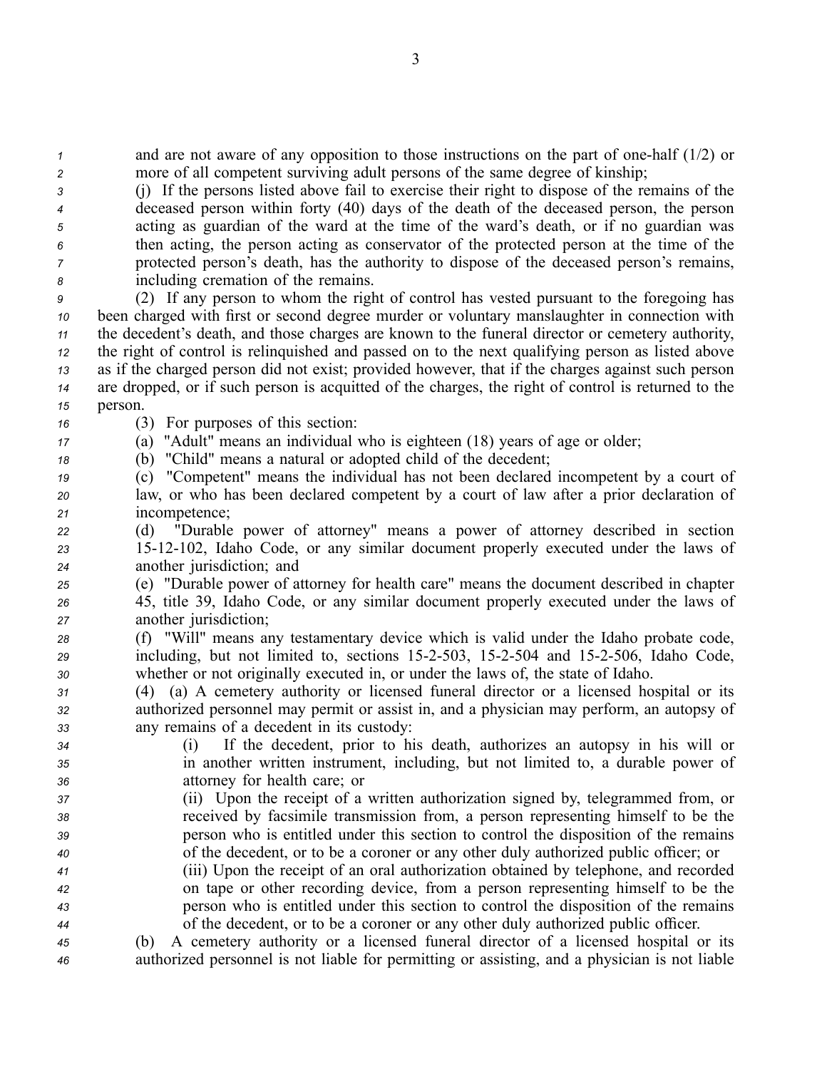and are not aware of any opposition to those instructions on the part of one-half (1/2) or more of all competent surviving adult persons of the same degree of kinship;

(j) If the persons listed above fail to exercise their right to dispose of the remains of the deceased person within forty (40) days of the death of the deceased person, the person acting as guardian of the ward at the time of the ward's death, or if no guardian was then acting, the person acting as conservator of the protected person at the time of the protected person's death, has the authority to dispose of the deceased person's remains, including cremation of the remains.

(2) If any person to whom the right of control has vested pursuant to the foregoing has been charged with first or second degree murder or voluntary manslaughter in connection with the decedent's death, and those charges are known to the funeral director or cemetery authority, the right of control is relinquished and passed on to the next qualifying person as listed above as if the charged person did not exist; provided however, that if the charges against such person are dropped, or if such person is acquitted of the charges, the right of control is returned to the person.

(3) For purposes of this section:

(a) "Adult" means an individual who is eighteen (18) years of age or older;

(b) "Child" means a natural or adopted child of the decedent;

(c) "Competent" means the individual has not been declared incompetent by a court of law, or who has been declared competent by a court of law after a prior declaration of incompetence;

(d) "Durable power of attorney" means a power of attorney described in section 15-12-102, Idaho Code, or any similar document properly executed under the laws of another jurisdiction; and

(e) "Durable power of attorney for health care" means the document described in chapter 45, title 39, Idaho Code, or any similar document properly executed under the laws of another jurisdiction;

(f) "Will" means any testamentary device which is valid under the Idaho probate code, including, but not limited to, sections 15-2-503, 15-2-504 and 15-2-506, Idaho Code, whether or not originally executed in, or under the laws of, the state of Idaho.

(4) (a) A cemetery authority or licensed funeral director or a licensed hospital or its authorized personnel may permit or assist in, and a physician may perform, an autopsy of any remains of a decedent in its custody:

(i) If the decedent, prior to his death, authorizes an autopsy in his will or in another written instrument, including, but not limited to, a durable power of attorney for health care; or

(ii) Upon the receipt of a written authorization signed by, telegrammed from, or received by facsimile transmission from, a person representing himself to be the person who is entitled under this section to control the disposition of the remains of the decedent, or to be a coroner or any other duly authorized public officer; or

(iii) Upon the receipt of an oral authorization obtained by telephone, and recorded on tape or other recording device, from a person representing himself to be the person who is entitled under this section to control the disposition of the remains of the decedent, or to be a coroner or any other duly authorized public officer.

(b) A cemetery authority or a licensed funeral director of a licensed hospital or its authorized personnel is not liable for permitting or assisting, and a physician is not liable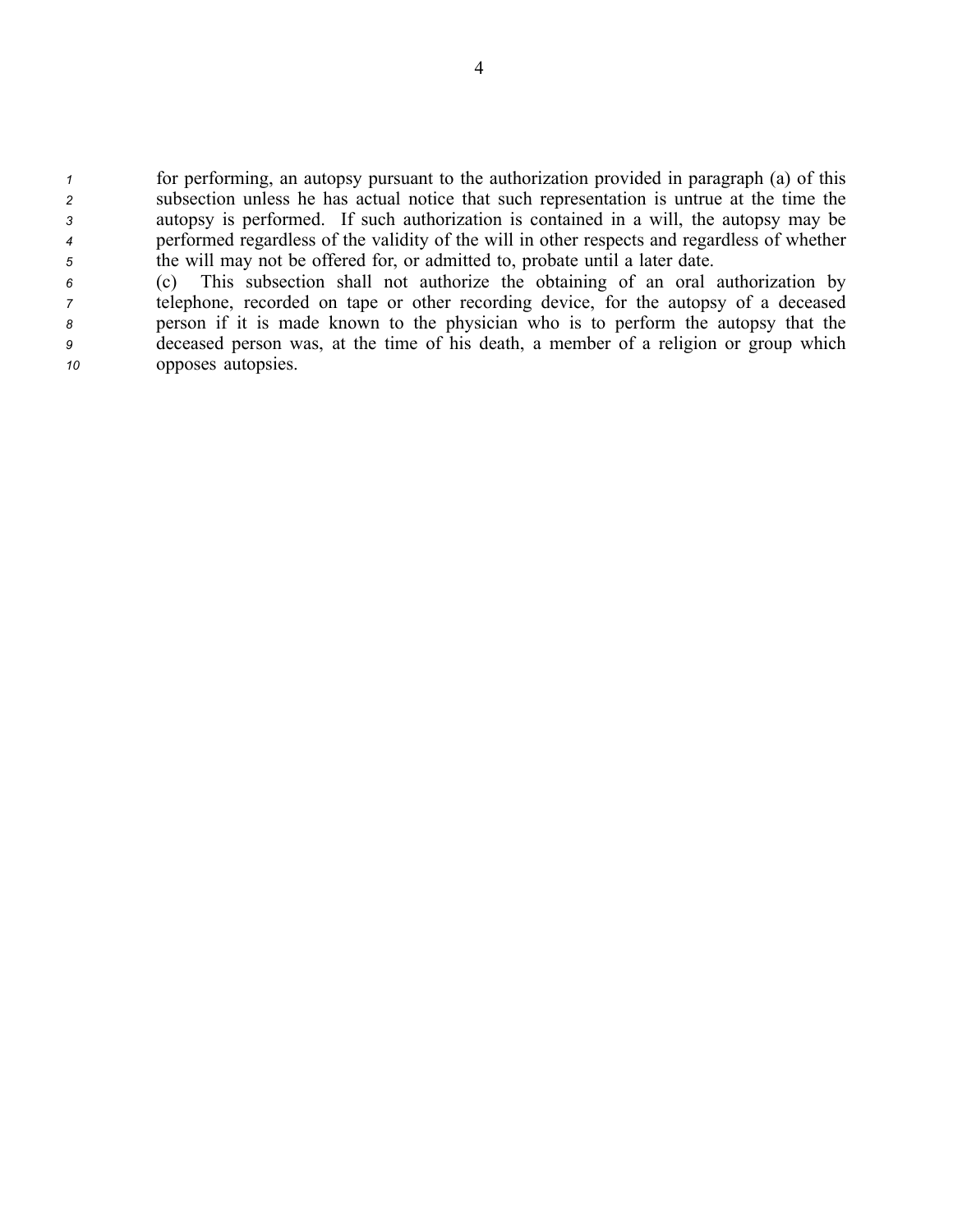for performing, an autopsy pursuant to the authorization provided in paragraph (a) of this subsection unless he has actual notice that such representation is untrue at the time the autopsy is performed. If such authorization is contained in a will, the autopsy may be performed regardless of the validity of the will in other respects and regardless of whether the will may not be offered for, or admitted to, probate until a later date.

(c) This subsection shall not authorize the obtaining of an oral authorization by telephone, recorded on tape or other recording device, for the autopsy of a deceased person if it is made known to the physician who is to perform the autopsy that the deceased person was, at the time of his death, a member of a religion or group which opposes autopsies.